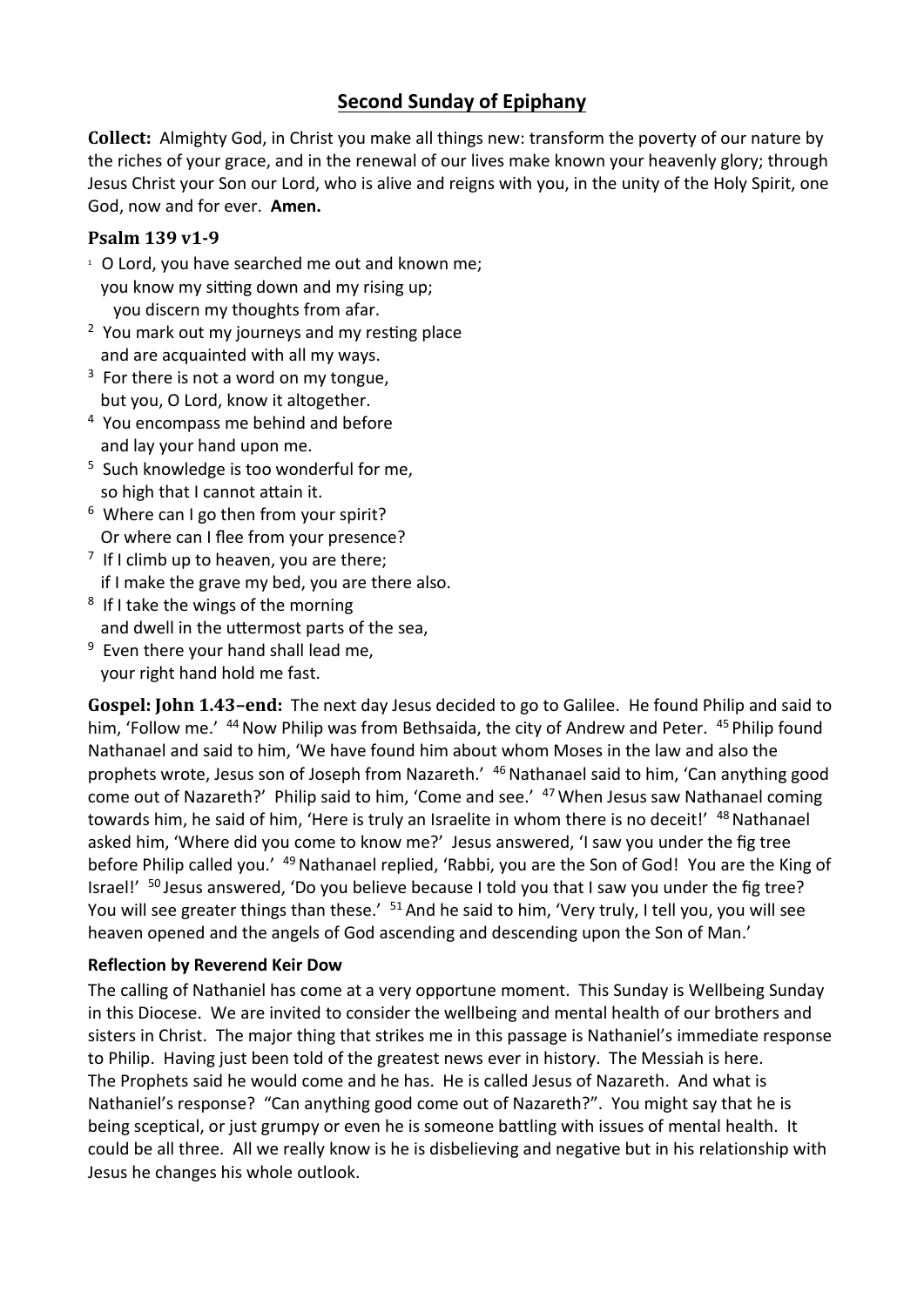# Second Sunday of Epiphany

**Collect:** Almighty God, in Christ you make all things new: transform the poverty of our nature by the riches of your grace, and in the renewal of our lives make known your heavenly glory; through Jesus Christ your Son our Lord, who is alive and reigns with you, in the unity of the Holy Spirit, one God, now and for ever. **Amen.**

## Psalm 139 v1-9

1 O Lord, you have searched me out and known me;
you know my sitting down and my rising up;
you discern my thoughts from afar.

2 You mark out my journeys and my resting place
and are acquainted with all my ways.

3 For there is not a word on my tongue,
but you, O Lord, know it altogether.

4 You encompass me behind and before
and lay your hand upon me.

5 Such knowledge is too wonderful for me,
so high that I cannot attain it.

6 Where can I go then from your spirit?
Or where can I flee from your presence?

7 If I climb up to heaven, you are there;
if I make the grave my bed, you are there also.

8 If I take the wings of the morning
and dwell in the uttermost parts of the sea,

9 Even there your hand shall lead me,
your right hand hold me fast.

**Gospel: John 1.43–end:** The next day Jesus decided to go to Galilee. He found Philip and said to him, 'Follow me.' 44 Now Philip was from Bethsaida, the city of Andrew and Peter. 45 Philip found Nathanael and said to him, 'We have found him about whom Moses in the law and also the prophets wrote, Jesus son of Joseph from Nazareth.' 46 Nathanael said to him, 'Can anything good come out of Nazareth?' Philip said to him, 'Come and see.' 47 When Jesus saw Nathanael coming towards him, he said of him, 'Here is truly an Israelite in whom there is no deceit!' 48 Nathanael asked him, 'Where did you come to know me?' Jesus answered, 'I saw you under the fig tree before Philip called you.' 49 Nathanael replied, 'Rabbi, you are the Son of God! You are the King of Israel!' 50 Jesus answered, 'Do you believe because I told you that I saw you under the fig tree? You will see greater things than these.' 51 And he said to him, 'Very truly, I tell you, you will see heaven opened and the angels of God ascending and descending upon the Son of Man.'

**Reflection by Reverend Keir Dow**

The calling of Nathaniel has come at a very opportune moment. This Sunday is Wellbeing Sunday in this Diocese. We are invited to consider the wellbeing and mental health of our brothers and sisters in Christ. The major thing that strikes me in this passage is Nathaniel's immediate response to Philip. Having just been told of the greatest news ever in history. The Messiah is here. The Prophets said he would come and he has. He is called Jesus of Nazareth. And what is Nathaniel's response? "Can anything good come out of Nazareth?". You might say that he is being sceptical, or just grumpy or even he is someone battling with issues of mental health. It could be all three. All we really know is he is disbelieving and negative but in his relationship with Jesus he changes his whole outlook.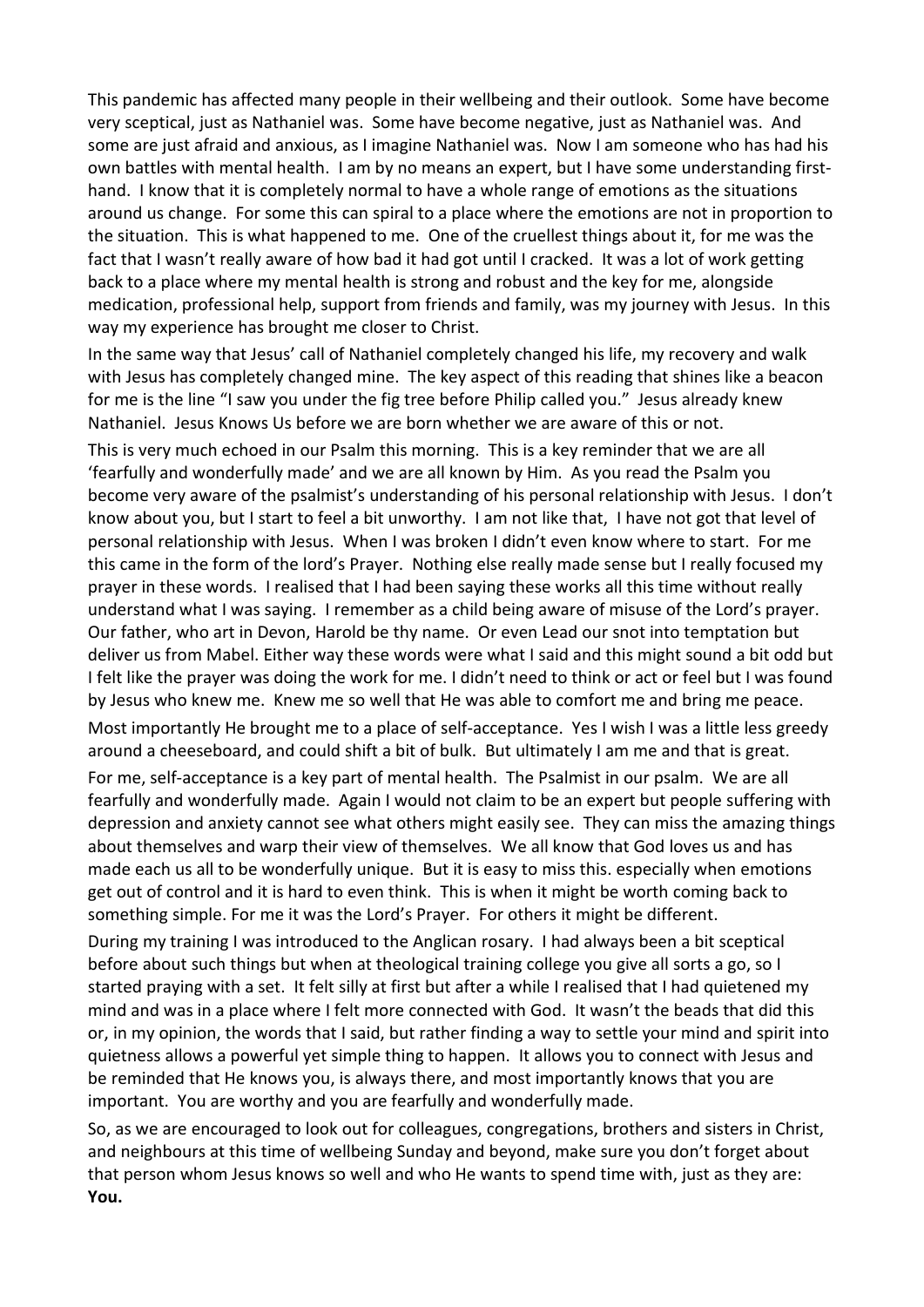This pandemic has affected many people in their wellbeing and their outlook. Some have become very sceptical, just as Nathaniel was. Some have become negative, just as Nathaniel was. And some are just afraid and anxious, as I imagine Nathaniel was. Now I am someone who has had his own battles with mental health. I am by no means an expert, but I have some understanding first-hand. I know that it is completely normal to have a whole range of emotions as the situations around us change. For some this can spiral to a place where the emotions are not in proportion to the situation. This is what happened to me. One of the cruellest things about it, for me was the fact that I wasn't really aware of how bad it had got until I cracked. It was a lot of work getting back to a place where my mental health is strong and robust and the key for me, alongside medication, professional help, support from friends and family, was my journey with Jesus. In this way my experience has brought me closer to Christ.

In the same way that Jesus' call of Nathaniel completely changed his life, my recovery and walk with Jesus has completely changed mine. The key aspect of this reading that shines like a beacon for me is the line "I saw you under the fig tree before Philip called you." Jesus already knew Nathaniel. Jesus Knows Us before we are born whether we are aware of this or not.

This is very much echoed in our Psalm this morning. This is a key reminder that we are all 'fearfully and wonderfully made' and we are all known by Him. As you read the Psalm you become very aware of the psalmist's understanding of his personal relationship with Jesus. I don't know about you, but I start to feel a bit unworthy. I am not like that, I have not got that level of personal relationship with Jesus. When I was broken I didn't even know where to start. For me this came in the form of the lord's Prayer. Nothing else really made sense but I really focused my prayer in these words. I realised that I had been saying these works all this time without really understand what I was saying. I remember as a child being aware of misuse of the Lord's prayer. Our father, who art in Devon, Harold be thy name. Or even Lead our snot into temptation but deliver us from Mabel. Either way these words were what I said and this might sound a bit odd but I felt like the prayer was doing the work for me. I didn't need to think or act or feel but I was found by Jesus who knew me. Knew me so well that He was able to comfort me and bring me peace.

Most importantly He brought me to a place of self-acceptance. Yes I wish I was a little less greedy around a cheeseboard, and could shift a bit of bulk. But ultimately I am me and that is great.

For me, self-acceptance is a key part of mental health. The Psalmist in our psalm. We are all fearfully and wonderfully made. Again I would not claim to be an expert but people suffering with depression and anxiety cannot see what others might easily see. They can miss the amazing things about themselves and warp their view of themselves. We all know that God loves us and has made each us all to be wonderfully unique. But it is easy to miss this. especially when emotions get out of control and it is hard to even think. This is when it might be worth coming back to something simple. For me it was the Lord's Prayer. For others it might be different.

During my training I was introduced to the Anglican rosary. I had always been a bit sceptical before about such things but when at theological training college you give all sorts a go, so I started praying with a set. It felt silly at first but after a while I realised that I had quietened my mind and was in a place where I felt more connected with God. It wasn't the beads that did this or, in my opinion, the words that I said, but rather finding a way to settle your mind and spirit into quietness allows a powerful yet simple thing to happen. It allows you to connect with Jesus and be reminded that He knows you, is always there, and most importantly knows that you are important. You are worthy and you are fearfully and wonderfully made.

So, as we are encouraged to look out for colleagues, congregations, brothers and sisters in Christ, and neighbours at this time of wellbeing Sunday and beyond, make sure you don't forget about that person whom Jesus knows so well and who He wants to spend time with, just as they are: **You.**